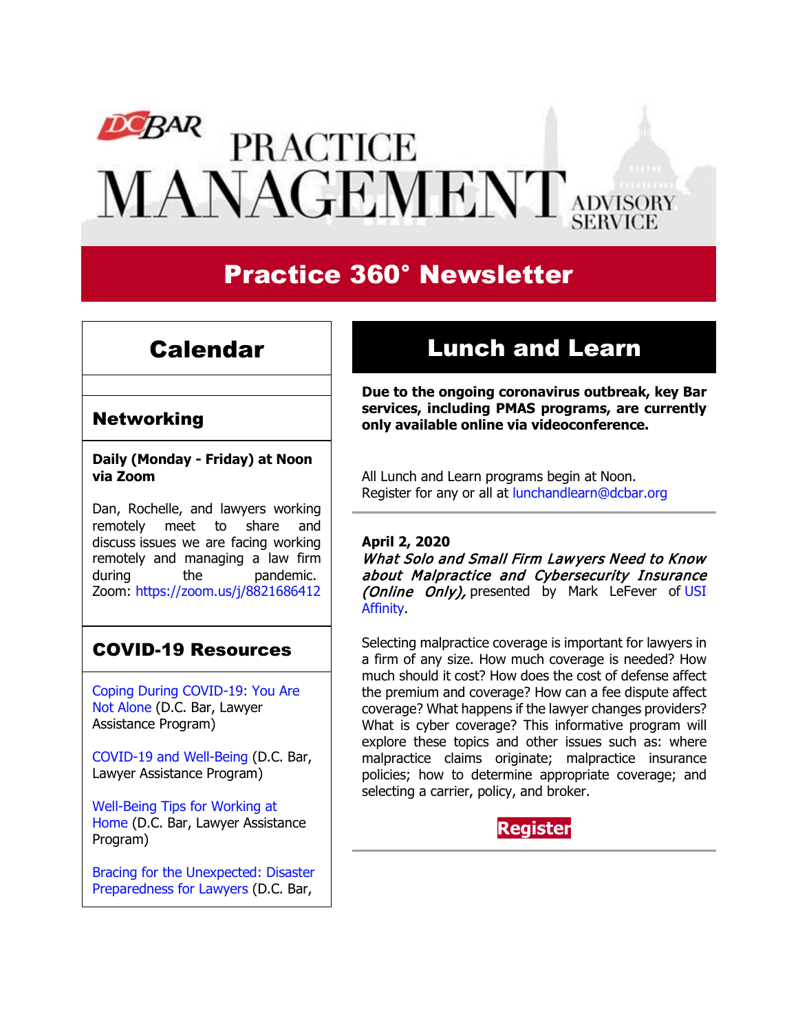# DC BAR PRACTICE MANAGEMENT ADVISORY SERVICE

# Practice 360° Newsletter

## Calendar

### Networking

**Daily (Monday - Friday) at Noon via Zoom**

Dan, Rochelle, and lawyers working remotely meet to share and discuss issues we are facing working remotely and managing a law firm during the pandemic. Zoom: https://zoom.us/j/8821686412

### COVID-19 Resources

Coping During COVID-19: You Are Not Alone (D.C. Bar, Lawyer Assistance Program)

COVID-19 and Well-Being (D.C. Bar, Lawyer Assistance Program)

Well-Being Tips for Working at Home (D.C. Bar, Lawyer Assistance Program)

Bracing for the Unexpected: Disaster Preparedness for Lawyers (D.C. Bar,

## Lunch and Learn

**Due to the ongoing coronavirus outbreak, key Bar services, including PMAS programs, are currently only available online via videoconference.**

All Lunch and Learn programs begin at Noon.
Register for any or all at lunchandlearn@dcbar.org

**April 2, 2020**
***What Solo and Small Firm Lawyers Need to Know about Malpractice and Cybersecurity Insurance (Online Only),*** presented by Mark LeFever of USI Affinity.

Selecting malpractice coverage is important for lawyers in a firm of any size. How much coverage is needed? How much should it cost? How does the cost of defense affect the premium and coverage? How can a fee dispute affect coverage? What happens if the lawyer changes providers? What is cyber coverage? This informative program will explore these topics and other issues such as: where malpractice claims originate; malpractice insurance policies; how to determine appropriate coverage; and selecting a carrier, policy, and broker.

**Register**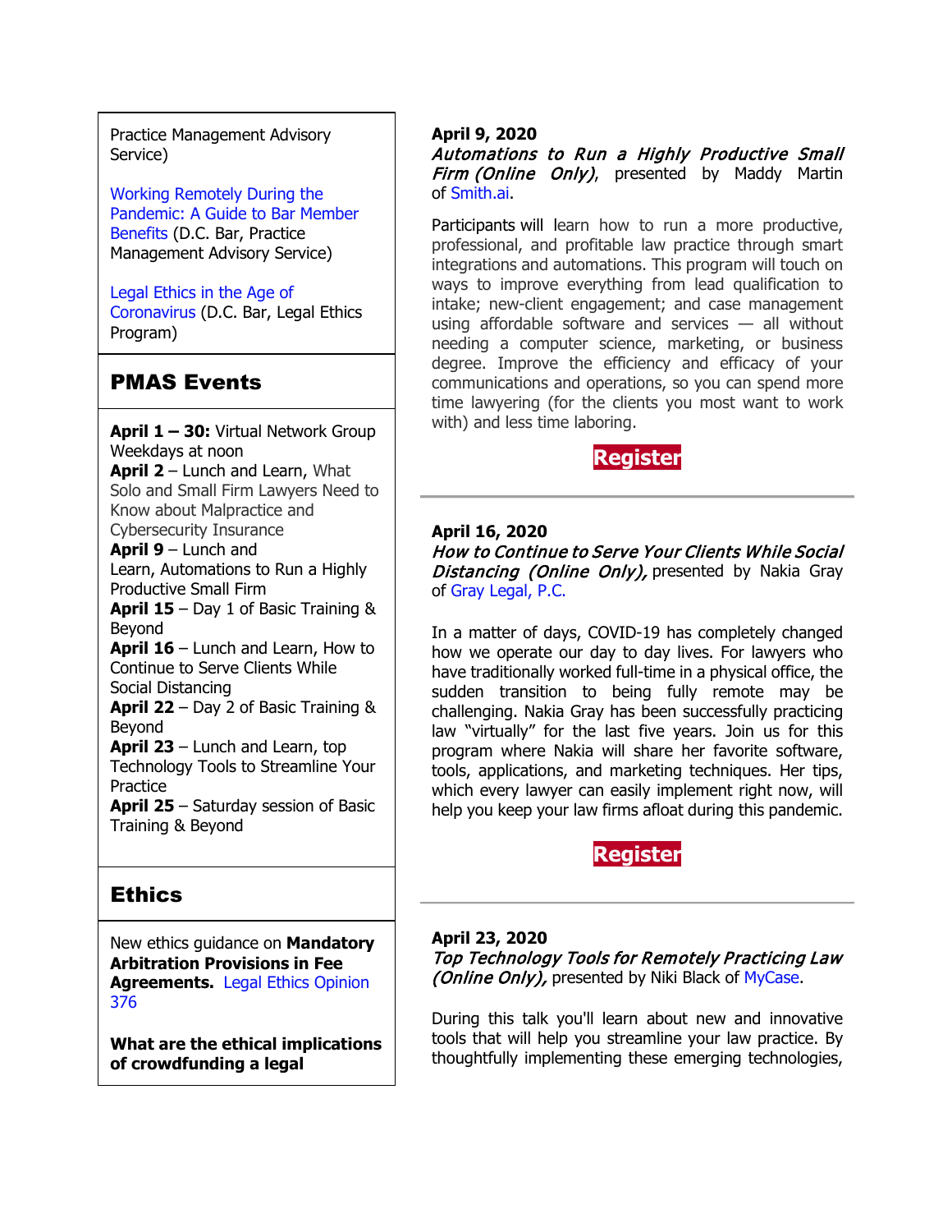Practice Management Advisory Service)

Working Remotely During the Pandemic: A Guide to Bar Member Benefits (D.C. Bar, Practice Management Advisory Service)

Legal Ethics in the Age of Coronavirus (D.C. Bar, Legal Ethics Program)

## PMAS Events

**April 1 – 30:** Virtual Network Group Weekdays at noon
**April 2** – Lunch and Learn, What Solo and Small Firm Lawyers Need to Know about Malpractice and Cybersecurity Insurance
**April 9** – Lunch and Learn, Automations to Run a Highly Productive Small Firm
**April 15** – Day 1 of Basic Training & Beyond
**April 16** – Lunch and Learn, How to Continue to Serve Clients While Social Distancing
**April 22** – Day 2 of Basic Training & Beyond
**April 23** – Lunch and Learn, top Technology Tools to Streamline Your Practice
**April 25** – Saturday session of Basic Training & Beyond

## Ethics

New ethics guidance on **Mandatory Arbitration Provisions in Fee Agreements.** Legal Ethics Opinion 376

**What are the ethical implications of crowdfunding a legal**

**April 9, 2020**
***Automations to Run a Highly Productive Small Firm (Online Only)***, presented by Maddy Martin of Smith.ai.

Participants will learn how to run a more productive, professional, and profitable law practice through smart integrations and automations. This program will touch on ways to improve everything from lead qualification to intake; new-client engagement; and case management using affordable software and services — all without needing a computer science, marketing, or business degree. Improve the efficiency and efficacy of your communications and operations, so you can spend more time lawyering (for the clients you most want to work with) and less time laboring.

**Register**

---

**April 16, 2020**
***How to Continue to Serve Your Clients While Social Distancing (Online Only),*** presented by Nakia Gray of Gray Legal, P.C.

In a matter of days, COVID-19 has completely changed how we operate our day to day lives. For lawyers who have traditionally worked full-time in a physical office, the sudden transition to being fully remote may be challenging. Nakia Gray has been successfully practicing law "virtually" for the last five years. Join us for this program where Nakia will share her favorite software, tools, applications, and marketing techniques. Her tips, which every lawyer can easily implement right now, will help you keep your law firms afloat during this pandemic.

**Register**

---

**April 23, 2020**
***Top Technology Tools for Remotely Practicing Law (Online Only),*** presented by Niki Black of MyCase.

During this talk you'll learn about new and innovative tools that will help you streamline your law practice. By thoughtfully implementing these emerging technologies,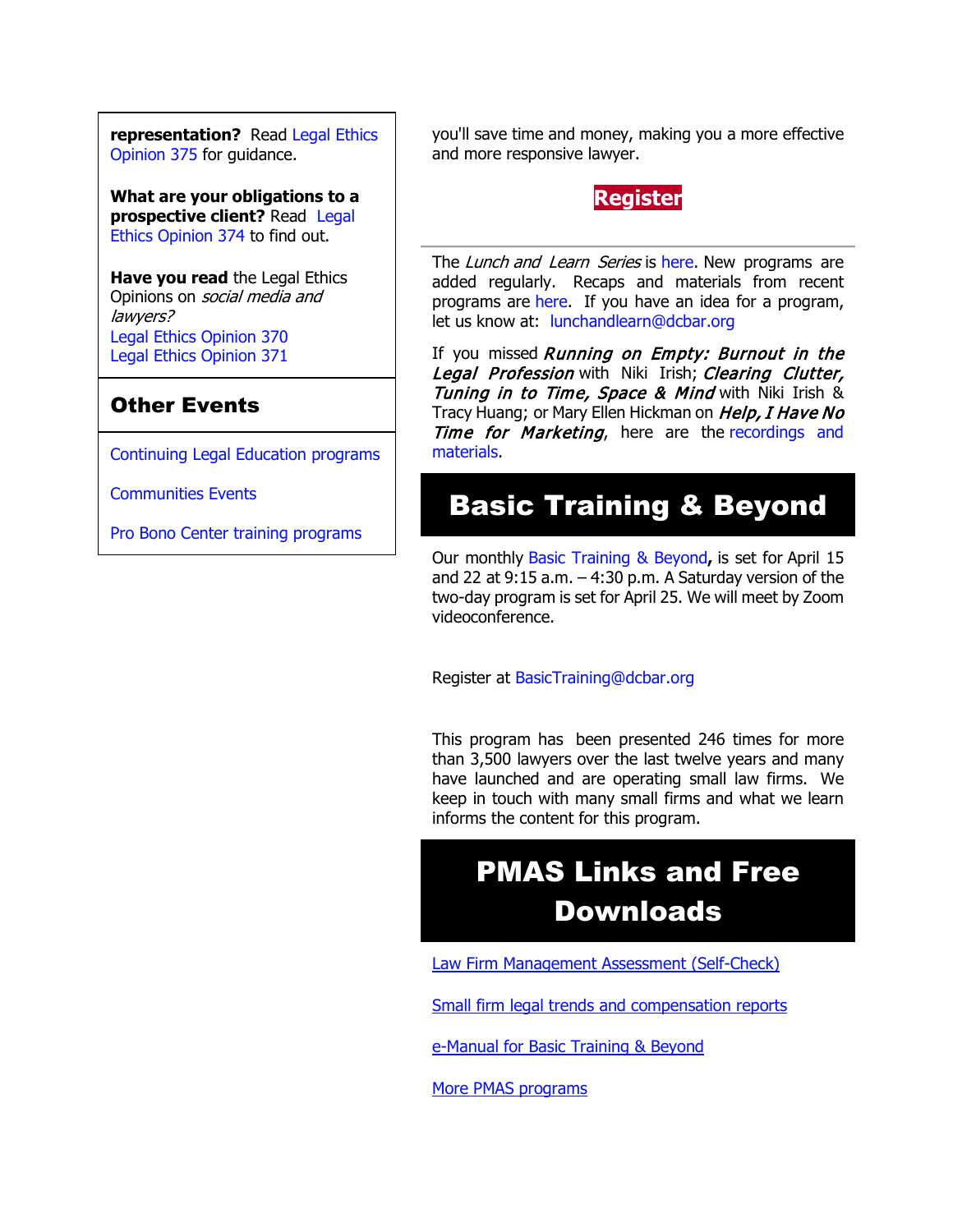**representation?** Read Legal Ethics Opinion 375 for guidance.

**What are your obligations to a prospective client?** Read Legal Ethics Opinion 374 to find out.

**Have you read** the Legal Ethics Opinions on *social media and lawyers?*
Legal Ethics Opinion 370
Legal Ethics Opinion 371

## Other Events

Continuing Legal Education programs

Communities Events

Pro Bono Center training programs

you'll save time and money, making you a more effective and more responsive lawyer.

**Register**

---

The *Lunch and Learn Series* is here. New programs are added regularly. Recaps and materials from recent programs are here. If you have an idea for a program, let us know at: lunchandlearn@dcbar.org

If you missed ***Running on Empty: Burnout in the Legal Profession*** with Niki Irish; ***Clearing Clutter, Tuning in to Time, Space & Mind*** with Niki Irish & Tracy Huang; or Mary Ellen Hickman on ***Help, I Have No Time for Marketing***, here are the recordings and materials.

## Basic Training & Beyond

Our monthly Basic Training & Beyond**,** is set for April 15 and 22 at 9:15 a.m. – 4:30 p.m. A Saturday version of the two-day program is set for April 25. We will meet by Zoom videoconference.

Register at BasicTraining@dcbar.org

This program has been presented 246 times for more than 3,500 lawyers over the last twelve years and many have launched and are operating small law firms. We keep in touch with many small firms and what we learn informs the content for this program.

## PMAS Links and Free Downloads

Law Firm Management Assessment (Self-Check)

Small firm legal trends and compensation reports

e-Manual for Basic Training & Beyond

More PMAS programs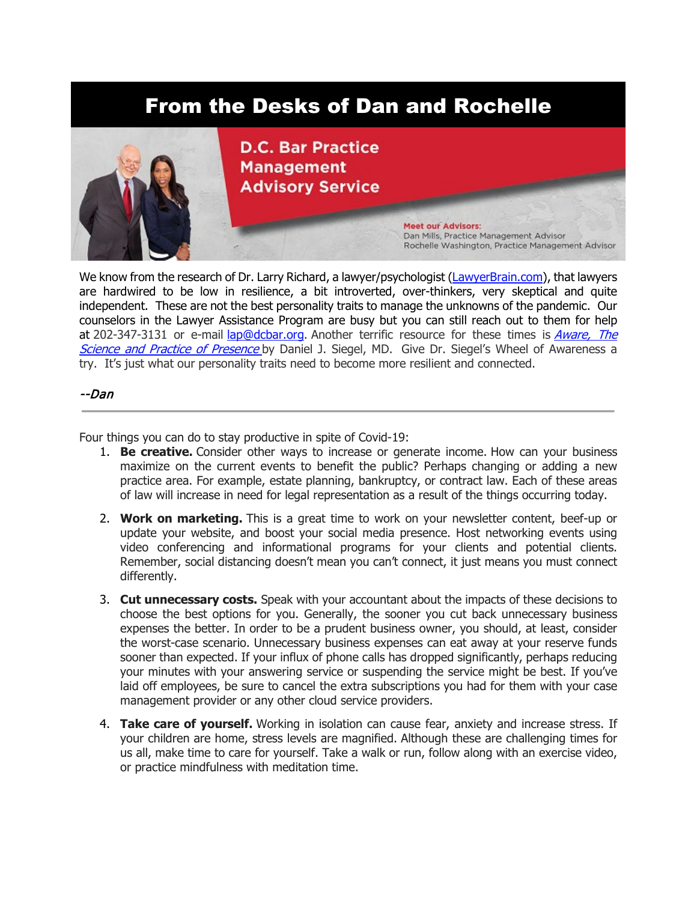# From the Desks of Dan and Rochelle

**D.C. Bar Practice Management Advisory Service**

Meet our Advisors:
Dan Mills, Practice Management Advisor
Rochelle Washington, Practice Management Advisor

We know from the research of Dr. Larry Richard, a lawyer/psychologist (LawyerBrain.com), that lawyers are hardwired to be low in resilience, a bit introverted, over-thinkers, very skeptical and quite independent. These are not the best personality traits to manage the unknowns of the pandemic. Our counselors in the Lawyer Assistance Program are busy but you can still reach out to them for help at 202-347-3131 or e-mail lap@dcbar.org. Another terrific resource for these times is *Aware, The Science and Practice of Presence* by Daniel J. Siegel, MD. Give Dr. Siegel's Wheel of Awareness a try. It's just what our personality traits need to become more resilient and connected.

*--Dan*

---

Four things you can do to stay productive in spite of Covid-19:

1. **Be creative.** Consider other ways to increase or generate income. How can your business maximize on the current events to benefit the public? Perhaps changing or adding a new practice area. For example, estate planning, bankruptcy, or contract law. Each of these areas of law will increase in need for legal representation as a result of the things occurring today.

2. **Work on marketing.** This is a great time to work on your newsletter content, beef-up or update your website, and boost your social media presence. Host networking events using video conferencing and informational programs for your clients and potential clients. Remember, social distancing doesn't mean you can't connect, it just means you must connect differently.

3. **Cut unnecessary costs.** Speak with your accountant about the impacts of these decisions to choose the best options for you. Generally, the sooner you cut back unnecessary business expenses the better. In order to be a prudent business owner, you should, at least, consider the worst-case scenario. Unnecessary business expenses can eat away at your reserve funds sooner than expected. If your influx of phone calls has dropped significantly, perhaps reducing your minutes with your answering service or suspending the service might be best. If you've laid off employees, be sure to cancel the extra subscriptions you had for them with your case management provider or any other cloud service providers.

4. **Take care of yourself.** Working in isolation can cause fear, anxiety and increase stress. If your children are home, stress levels are magnified. Although these are challenging times for us all, make time to care for yourself. Take a walk or run, follow along with an exercise video, or practice mindfulness with meditation time.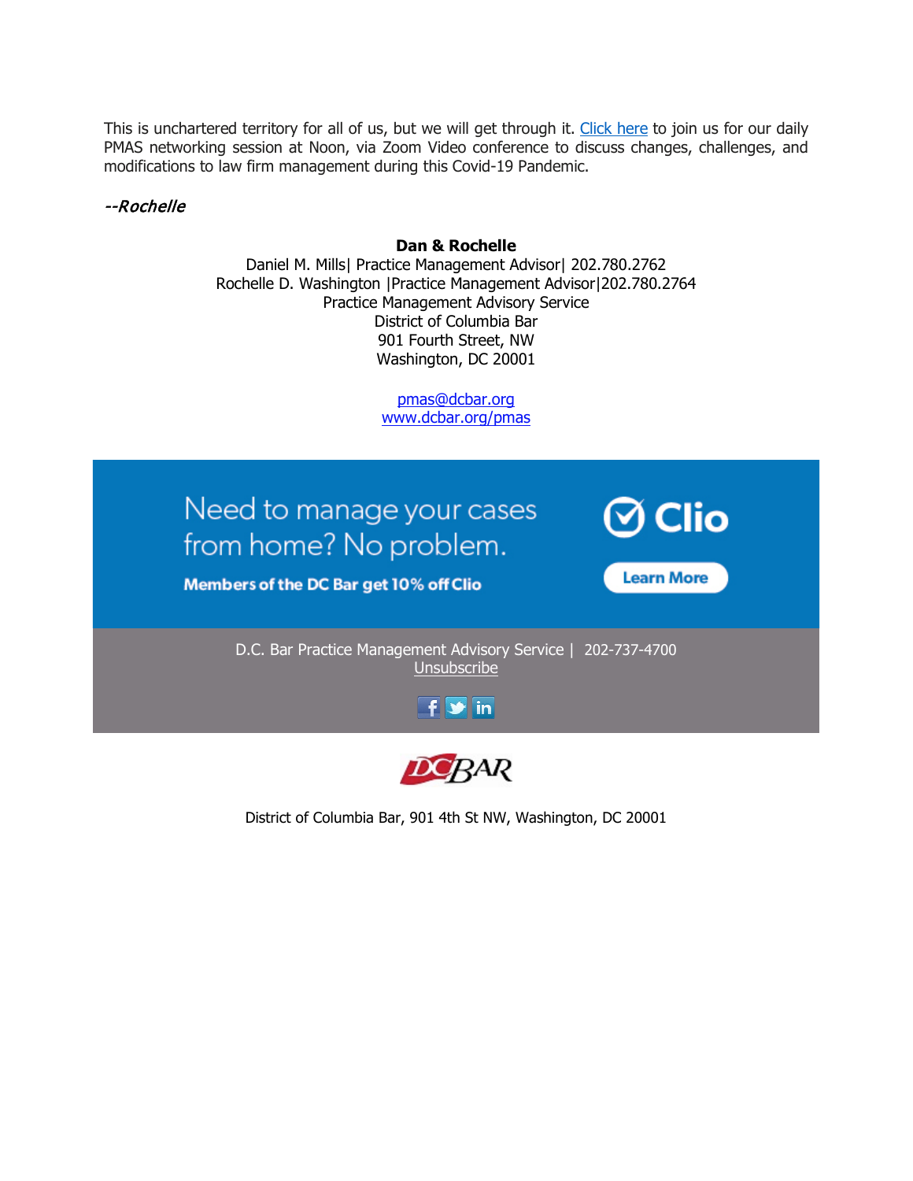This is unchartered territory for all of us, but we will get through it. [Click here](#) to join us for our daily PMAS networking session at Noon, via Zoom Video conference to discuss changes, challenges, and modifications to law firm management during this Covid-19 Pandemic.

*--Rochelle*

**Dan & Rochelle**
Daniel M. Mills| Practice Management Advisor| 202.780.2762
Rochelle D. Washington |Practice Management Advisor|202.780.2764
Practice Management Advisory Service
District of Columbia Bar
901 Fourth Street, NW
Washington, DC 20001

pmas@dcbar.org
www.dcbar.org/pmas

Need to manage your cases from home? No problem.

**Members of the DC Bar get 10% off Clio**

Clio

Learn More

D.C. Bar Practice Management Advisory Service | 202-737-4700
Unsubscribe

DC BAR

District of Columbia Bar, 901 4th St NW, Washington, DC 20001